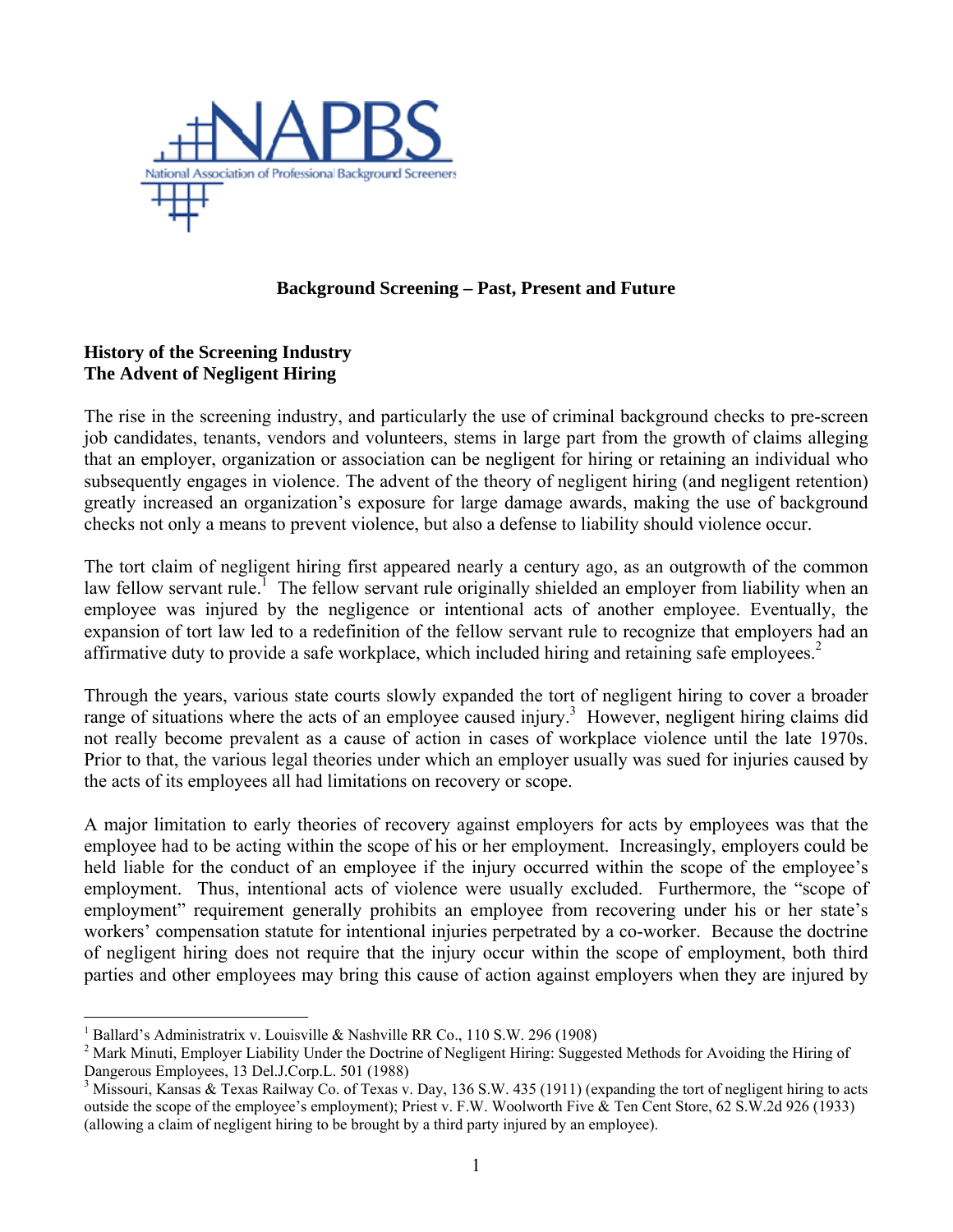NAPBS

National Association of Professional Background Screeners

**Background Screening – Past, Present and Future**

## History of the Screening Industry

### The Advent of Negligent Hiring

The rise in the screening industry, and particularly the use of criminal background checks to pre-screen job candidates, tenants, vendors and volunteers, stems in large part from the growth of claims alleging that an employer, organization or association can be negligent for hiring or retaining an individual who subsequently engages in violence. The advent of the theory of negligent hiring (and negligent retention) greatly increased an organization's exposure for large damage awards, making the use of background checks not only a means to prevent violence, but also a defense to liability should violence occur.

The tort claim of negligent hiring first appeared nearly a century ago, as an outgrowth of the common law fellow servant rule.[1] The fellow servant rule originally shielded an employer from liability when an employee was injured by the negligence or intentional acts of another employee. Eventually, the expansion of tort law led to a redefinition of the fellow servant rule to recognize that employers had an affirmative duty to provide a safe workplace, which included hiring and retaining safe employees.[2]

Through the years, various state courts slowly expanded the tort of negligent hiring to cover a broader range of situations where the acts of an employee caused injury.[3] However, negligent hiring claims did not really become prevalent as a cause of action in cases of workplace violence until the late 1970s. Prior to that, the various legal theories under which an employer usually was sued for injuries caused by the acts of its employees all had limitations on recovery or scope.

A major limitation to early theories of recovery against employers for acts by employees was that the employee had to be acting within the scope of his or her employment. Increasingly, employers could be held liable for the conduct of an employee if the injury occurred within the scope of the employee's employment. Thus, intentional acts of violence were usually excluded. Furthermore, the "scope of employment" requirement generally prohibits an employee from recovering under his or her state's workers' compensation statute for intentional injuries perpetrated by a co-worker. Because the doctrine of negligent hiring does not require that the injury occur within the scope of employment, both third parties and other employees may bring this cause of action against employers when they are injured by

---

[1] Ballard's Administratrix v. Louisville & Nashville RR Co., 110 S.W. 296 (1908)

[2] Mark Minuti, Employer Liability Under the Doctrine of Negligent Hiring: Suggested Methods for Avoiding the Hiring of Dangerous Employees, 13 Del.J.Corp.L. 501 (1988)

[3] Missouri, Kansas & Texas Railway Co. of Texas v. Day, 136 S.W. 435 (1911) (expanding the tort of negligent hiring to acts outside the scope of the employee's employment); Priest v. F.W. Woolworth Five & Ten Cent Store, 62 S.W.2d 926 (1933) (allowing a claim of negligent hiring to be brought by a third party injured by an employee).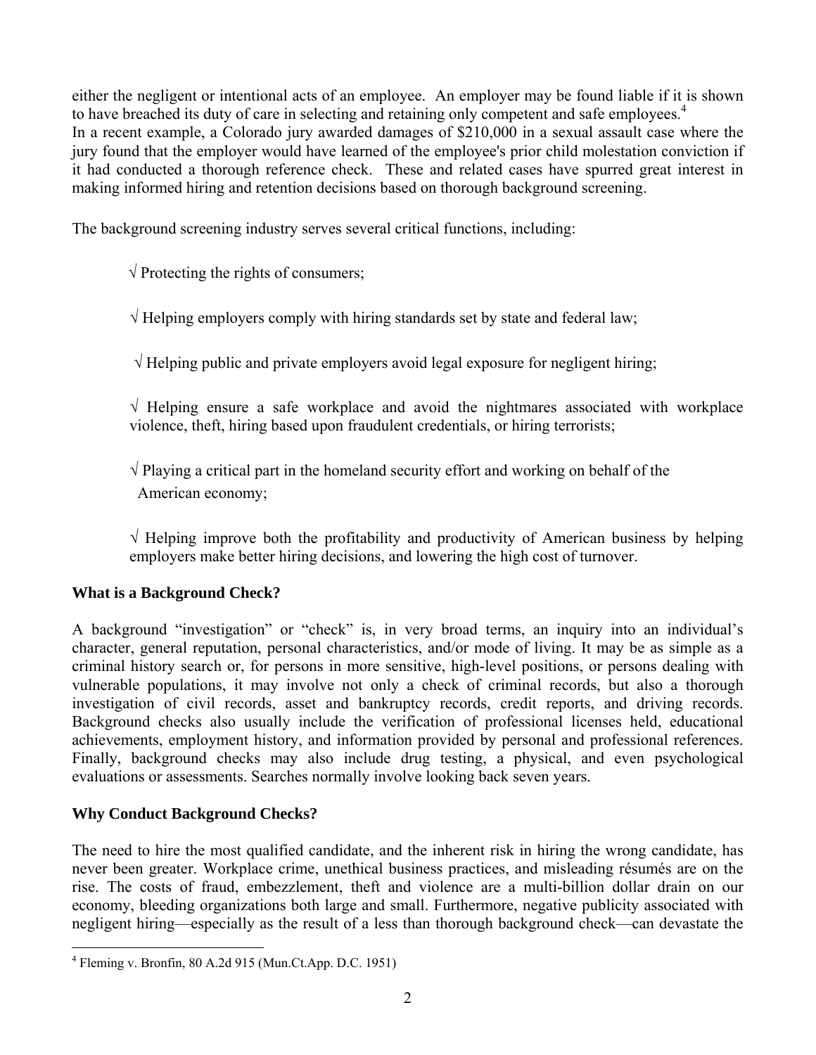either the negligent or intentional acts of an employee. An employer may be found liable if it is shown to have breached its duty of care in selecting and retaining only competent and safe employees.[4]

In a recent example, a Colorado jury awarded damages of $210,000 in a sexual assault case where the jury found that the employer would have learned of the employee's prior child molestation conviction if it had conducted a thorough reference check. These and related cases have spurred great interest in making informed hiring and retention decisions based on thorough background screening.

The background screening industry serves several critical functions, including:

√ Protecting the rights of consumers;

√ Helping employers comply with hiring standards set by state and federal law;

√ Helping public and private employers avoid legal exposure for negligent hiring;

√ Helping ensure a safe workplace and avoid the nightmares associated with workplace violence, theft, hiring based upon fraudulent credentials, or hiring terrorists;

√ Playing a critical part in the homeland security effort and working on behalf of the American economy;

√ Helping improve both the profitability and productivity of American business by helping employers make better hiring decisions, and lowering the high cost of turnover.

**What is a Background Check?**

A background "investigation" or "check" is, in very broad terms, an inquiry into an individual's character, general reputation, personal characteristics, and/or mode of living. It may be as simple as a criminal history search or, for persons in more sensitive, high-level positions, or persons dealing with vulnerable populations, it may involve not only a check of criminal records, but also a thorough investigation of civil records, asset and bankruptcy records, credit reports, and driving records. Background checks also usually include the verification of professional licenses held, educational achievements, employment history, and information provided by personal and professional references. Finally, background checks may also include drug testing, a physical, and even psychological evaluations or assessments. Searches normally involve looking back seven years.

**Why Conduct Background Checks?**

The need to hire the most qualified candidate, and the inherent risk in hiring the wrong candidate, has never been greater. Workplace crime, unethical business practices, and misleading résumés are on the rise. The costs of fraud, embezzlement, theft and violence are a multi-billion dollar drain on our economy, bleeding organizations both large and small. Furthermore, negative publicity associated with negligent hiring—especially as the result of a less than thorough background check—can devastate the

[4] Fleming v. Bronfin, 80 A.2d 915 (Mun.Ct.App. D.C. 1951)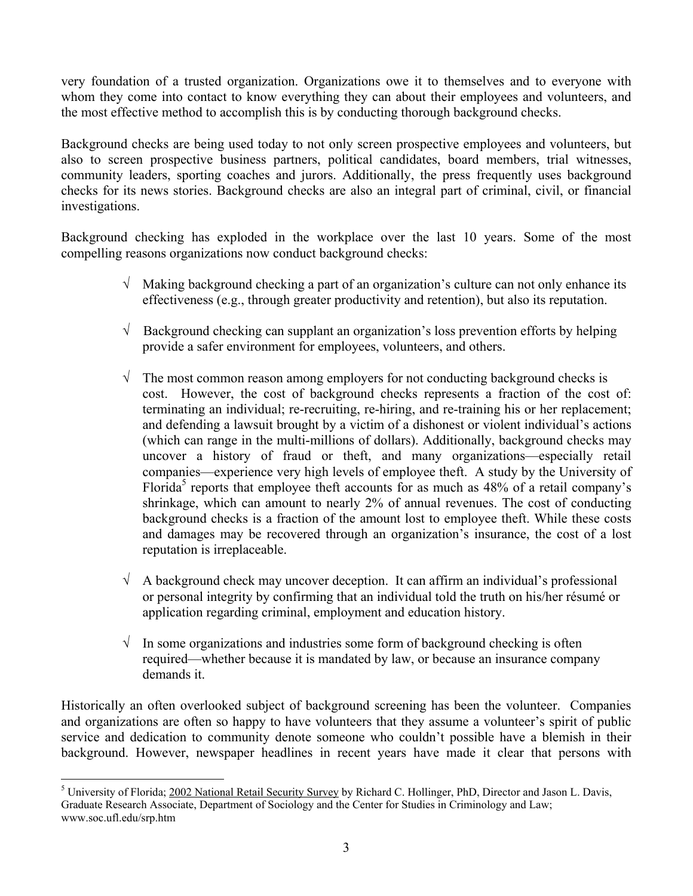very foundation of a trusted organization. Organizations owe it to themselves and to everyone with whom they come into contact to know everything they can about their employees and volunteers, and the most effective method to accomplish this is by conducting thorough background checks.

Background checks are being used today to not only screen prospective employees and volunteers, but also to screen prospective business partners, political candidates, board members, trial witnesses, community leaders, sporting coaches and jurors. Additionally, the press frequently uses background checks for its news stories. Background checks are also an integral part of criminal, civil, or financial investigations.

Background checking has exploded in the workplace over the last 10 years. Some of the most compelling reasons organizations now conduct background checks:

- √ Making background checking a part of an organization's culture can not only enhance its effectiveness (e.g., through greater productivity and retention), but also its reputation.

- √ Background checking can supplant an organization's loss prevention efforts by helping provide a safer environment for employees, volunteers, and others.

- √ The most common reason among employers for not conducting background checks is cost. However, the cost of background checks represents a fraction of the cost of: terminating an individual; re-recruiting, re-hiring, and re-training his or her replacement; and defending a lawsuit brought by a victim of a dishonest or violent individual's actions (which can range in the multi-millions of dollars). Additionally, background checks may uncover a history of fraud or theft, and many organizations—especially retail companies—experience very high levels of employee theft. A study by the University of Florida[5] reports that employee theft accounts for as much as 48% of a retail company's shrinkage, which can amount to nearly 2% of annual revenues. The cost of conducting background checks is a fraction of the amount lost to employee theft. While these costs and damages may be recovered through an organization's insurance, the cost of a lost reputation is irreplaceable.

- √ A background check may uncover deception. It can affirm an individual's professional or personal integrity by confirming that an individual told the truth on his/her résumé or application regarding criminal, employment and education history.

- √ In some organizations and industries some form of background checking is often required—whether because it is mandated by law, or because an insurance company demands it.

Historically an often overlooked subject of background screening has been the volunteer. Companies and organizations are often so happy to have volunteers that they assume a volunteer's spirit of public service and dedication to community denote someone who couldn't possible have a blemish in their background. However, newspaper headlines in recent years have made it clear that persons with

---

[5] University of Florida; 2002 National Retail Security Survey by Richard C. Hollinger, PhD, Director and Jason L. Davis, Graduate Research Associate, Department of Sociology and the Center for Studies in Criminology and Law; www.soc.ufl.edu/srp.htm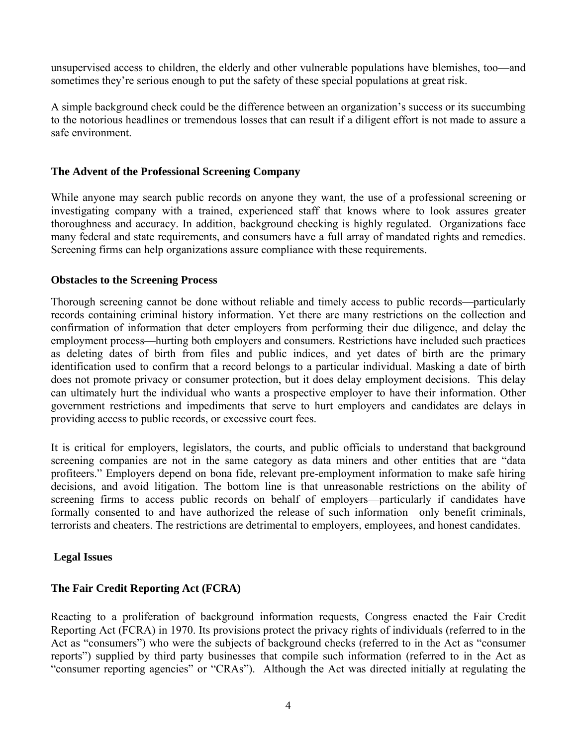unsupervised access to children, the elderly and other vulnerable populations have blemishes, too—and sometimes they're serious enough to put the safety of these special populations at great risk.

A simple background check could be the difference between an organization's success or its succumbing to the notorious headlines or tremendous losses that can result if a diligent effort is not made to assure a safe environment.

### The Advent of the Professional Screening Company

While anyone may search public records on anyone they want, the use of a professional screening or investigating company with a trained, experienced staff that knows where to look assures greater thoroughness and accuracy. In addition, background checking is highly regulated. Organizations face many federal and state requirements, and consumers have a full array of mandated rights and remedies. Screening firms can help organizations assure compliance with these requirements.

### Obstacles to the Screening Process

Thorough screening cannot be done without reliable and timely access to public records—particularly records containing criminal history information. Yet there are many restrictions on the collection and confirmation of information that deter employers from performing their due diligence, and delay the employment process—hurting both employers and consumers. Restrictions have included such practices as deleting dates of birth from files and public indices, and yet dates of birth are the primary identification used to confirm that a record belongs to a particular individual. Masking a date of birth does not promote privacy or consumer protection, but it does delay employment decisions. This delay can ultimately hurt the individual who wants a prospective employer to have their information. Other government restrictions and impediments that serve to hurt employers and candidates are delays in providing access to public records, or excessive court fees.

It is critical for employers, legislators, the courts, and public officials to understand that background screening companies are not in the same category as data miners and other entities that are "data profiteers." Employers depend on bona fide, relevant pre-employment information to make safe hiring decisions, and avoid litigation. The bottom line is that unreasonable restrictions on the ability of screening firms to access public records on behalf of employers—particularly if candidates have formally consented to and have authorized the release of such information—only benefit criminals, terrorists and cheaters. The restrictions are detrimental to employers, employees, and honest candidates.

## Legal Issues

### The Fair Credit Reporting Act (FCRA)

Reacting to a proliferation of background information requests, Congress enacted the Fair Credit Reporting Act (FCRA) in 1970. Its provisions protect the privacy rights of individuals (referred to in the Act as "consumers") who were the subjects of background checks (referred to in the Act as "consumer reports") supplied by third party businesses that compile such information (referred to in the Act as "consumer reporting agencies" or "CRAs"). Although the Act was directed initially at regulating the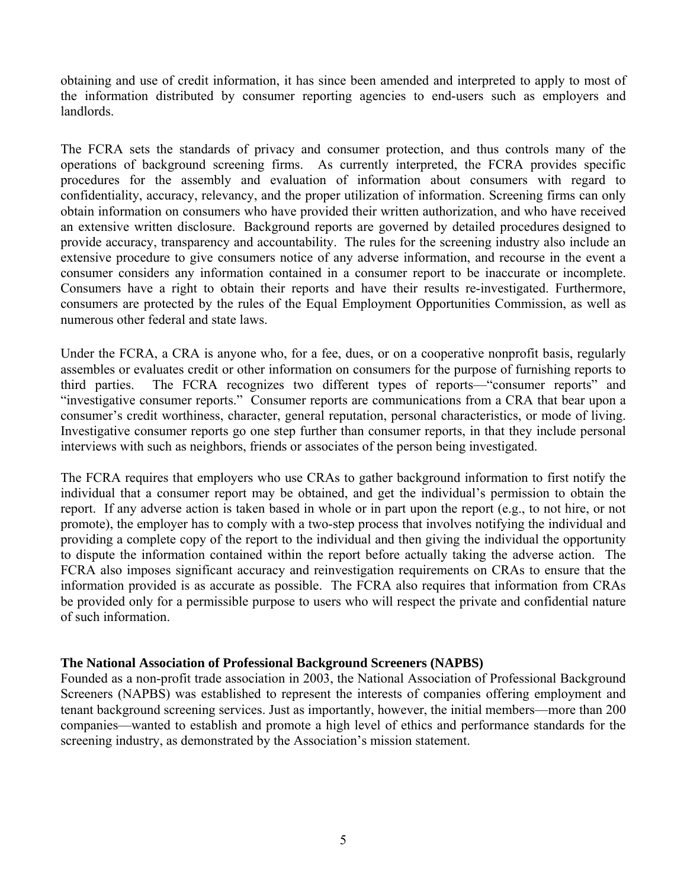obtaining and use of credit information, it has since been amended and interpreted to apply to most of the information distributed by consumer reporting agencies to end-users such as employers and landlords.

The FCRA sets the standards of privacy and consumer protection, and thus controls many of the operations of background screening firms. As currently interpreted, the FCRA provides specific procedures for the assembly and evaluation of information about consumers with regard to confidentiality, accuracy, relevancy, and the proper utilization of information. Screening firms can only obtain information on consumers who have provided their written authorization, and who have received an extensive written disclosure. Background reports are governed by detailed procedures designed to provide accuracy, transparency and accountability. The rules for the screening industry also include an extensive procedure to give consumers notice of any adverse information, and recourse in the event a consumer considers any information contained in a consumer report to be inaccurate or incomplete. Consumers have a right to obtain their reports and have their results re-investigated. Furthermore, consumers are protected by the rules of the Equal Employment Opportunities Commission, as well as numerous other federal and state laws.

Under the FCRA, a CRA is anyone who, for a fee, dues, or on a cooperative nonprofit basis, regularly assembles or evaluates credit or other information on consumers for the purpose of furnishing reports to third parties. The FCRA recognizes two different types of reports—"consumer reports" and "investigative consumer reports." Consumer reports are communications from a CRA that bear upon a consumer's credit worthiness, character, general reputation, personal characteristics, or mode of living. Investigative consumer reports go one step further than consumer reports, in that they include personal interviews with such as neighbors, friends or associates of the person being investigated.

The FCRA requires that employers who use CRAs to gather background information to first notify the individual that a consumer report may be obtained, and get the individual's permission to obtain the report. If any adverse action is taken based in whole or in part upon the report (e.g., to not hire, or not promote), the employer has to comply with a two-step process that involves notifying the individual and providing a complete copy of the report to the individual and then giving the individual the opportunity to dispute the information contained within the report before actually taking the adverse action. The FCRA also imposes significant accuracy and reinvestigation requirements on CRAs to ensure that the information provided is as accurate as possible. The FCRA also requires that information from CRAs be provided only for a permissible purpose to users who will respect the private and confidential nature of such information.

**The National Association of Professional Background Screeners (NAPBS)**

Founded as a non-profit trade association in 2003, the National Association of Professional Background Screeners (NAPBS) was established to represent the interests of companies offering employment and tenant background screening services. Just as importantly, however, the initial members—more than 200 companies—wanted to establish and promote a high level of ethics and performance standards for the screening industry, as demonstrated by the Association's mission statement.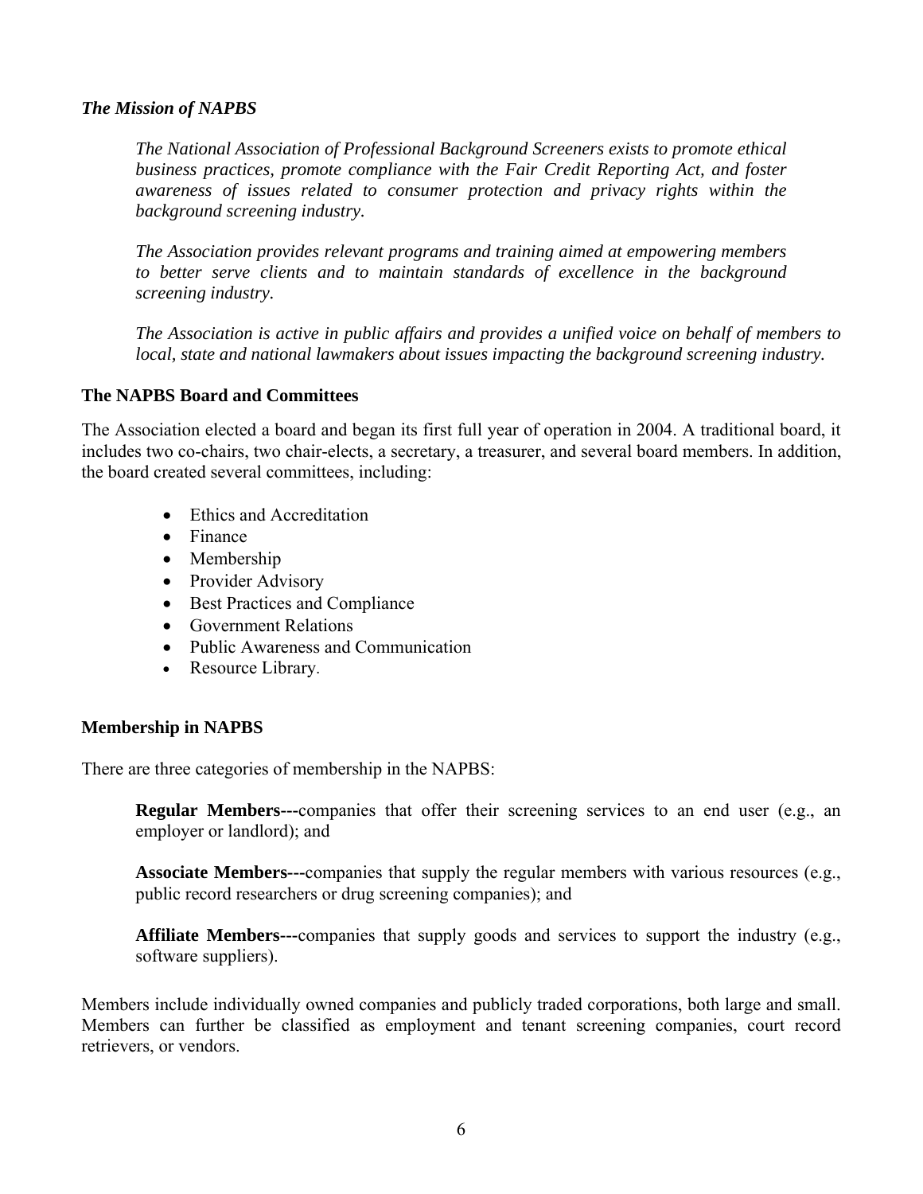### *The Mission of NAPBS*

> *The National Association of Professional Background Screeners exists to promote ethical business practices, promote compliance with the Fair Credit Reporting Act, and foster awareness of issues related to consumer protection and privacy rights within the background screening industry.*
>
> *The Association provides relevant programs and training aimed at empowering members to better serve clients and to maintain standards of excellence in the background screening industry.*
>
> *The Association is active in public affairs and provides a unified voice on behalf of members to local, state and national lawmakers about issues impacting the background screening industry.*

### The NAPBS Board and Committees

The Association elected a board and began its first full year of operation in 2004. A traditional board, it includes two co-chairs, two chair-elects, a secretary, a treasurer, and several board members. In addition, the board created several committees, including:

- Ethics and Accreditation
- Finance
- Membership
- Provider Advisory
- Best Practices and Compliance
- Government Relations
- Public Awareness and Communication
- Resource Library.

### Membership in NAPBS

There are three categories of membership in the NAPBS:

> **Regular Members---**companies that offer their screening services to an end user (e.g., an employer or landlord); and
>
> **Associate Members---**companies that supply the regular members with various resources (e.g., public record researchers or drug screening companies); and
>
> **Affiliate Members---**companies that supply goods and services to support the industry (e.g., software suppliers).

Members include individually owned companies and publicly traded corporations, both large and small. Members can further be classified as employment and tenant screening companies, court record retrievers, or vendors.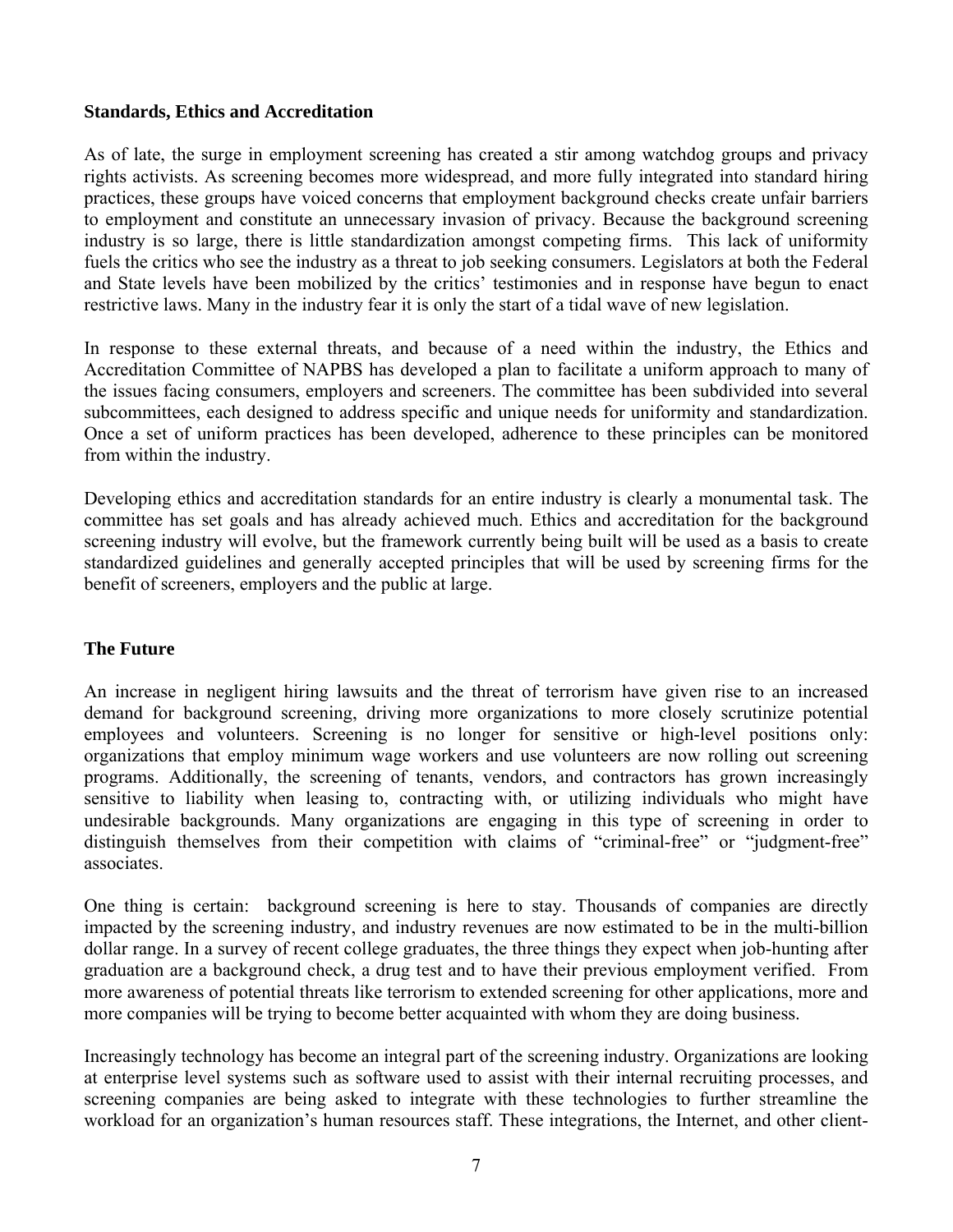## Standards, Ethics and Accreditation

As of late, the surge in employment screening has created a stir among watchdog groups and privacy rights activists. As screening becomes more widespread, and more fully integrated into standard hiring practices, these groups have voiced concerns that employment background checks create unfair barriers to employment and constitute an unnecessary invasion of privacy. Because the background screening industry is so large, there is little standardization amongst competing firms. This lack of uniformity fuels the critics who see the industry as a threat to job seeking consumers. Legislators at both the Federal and State levels have been mobilized by the critics' testimonies and in response have begun to enact restrictive laws. Many in the industry fear it is only the start of a tidal wave of new legislation.

In response to these external threats, and because of a need within the industry, the Ethics and Accreditation Committee of NAPBS has developed a plan to facilitate a uniform approach to many of the issues facing consumers, employers and screeners. The committee has been subdivided into several subcommittees, each designed to address specific and unique needs for uniformity and standardization. Once a set of uniform practices has been developed, adherence to these principles can be monitored from within the industry.

Developing ethics and accreditation standards for an entire industry is clearly a monumental task. The committee has set goals and has already achieved much. Ethics and accreditation for the background screening industry will evolve, but the framework currently being built will be used as a basis to create standardized guidelines and generally accepted principles that will be used by screening firms for the benefit of screeners, employers and the public at large.

## The Future

An increase in negligent hiring lawsuits and the threat of terrorism have given rise to an increased demand for background screening, driving more organizations to more closely scrutinize potential employees and volunteers. Screening is no longer for sensitive or high-level positions only: organizations that employ minimum wage workers and use volunteers are now rolling out screening programs. Additionally, the screening of tenants, vendors, and contractors has grown increasingly sensitive to liability when leasing to, contracting with, or utilizing individuals who might have undesirable backgrounds. Many organizations are engaging in this type of screening in order to distinguish themselves from their competition with claims of "criminal-free" or "judgment-free" associates.

One thing is certain: background screening is here to stay. Thousands of companies are directly impacted by the screening industry, and industry revenues are now estimated to be in the multi-billion dollar range. In a survey of recent college graduates, the three things they expect when job-hunting after graduation are a background check, a drug test and to have their previous employment verified. From more awareness of potential threats like terrorism to extended screening for other applications, more and more companies will be trying to become better acquainted with whom they are doing business.

Increasingly technology has become an integral part of the screening industry. Organizations are looking at enterprise level systems such as software used to assist with their internal recruiting processes, and screening companies are being asked to integrate with these technologies to further streamline the workload for an organization's human resources staff. These integrations, the Internet, and other client-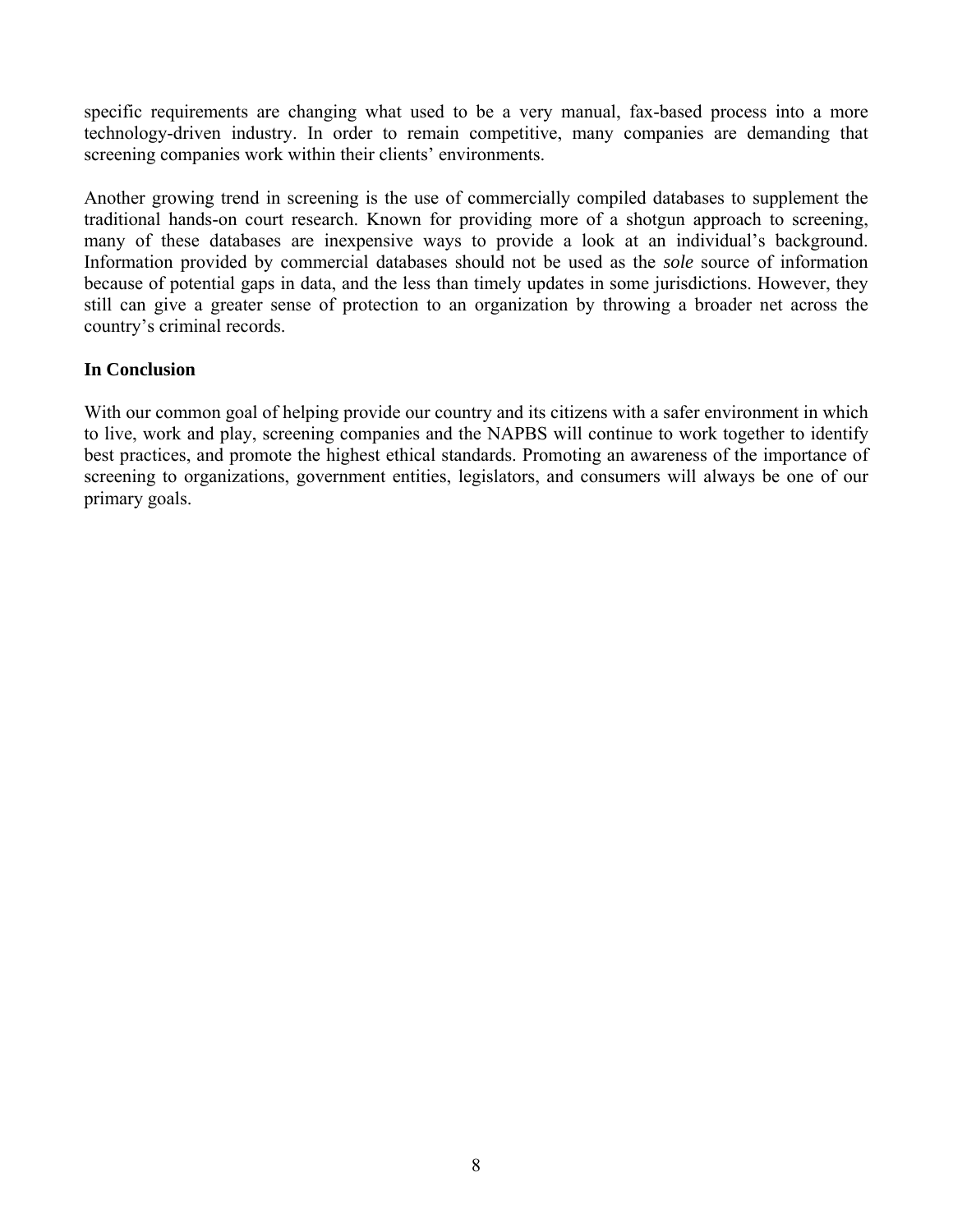specific requirements are changing what used to be a very manual, fax-based process into a more technology-driven industry. In order to remain competitive, many companies are demanding that screening companies work within their clients' environments.

Another growing trend in screening is the use of commercially compiled databases to supplement the traditional hands-on court research. Known for providing more of a shotgun approach to screening, many of these databases are inexpensive ways to provide a look at an individual's background. Information provided by commercial databases should not be used as the *sole* source of information because of potential gaps in data, and the less than timely updates in some jurisdictions. However, they still can give a greater sense of protection to an organization by throwing a broader net across the country's criminal records.

**In Conclusion**

With our common goal of helping provide our country and its citizens with a safer environment in which to live, work and play, screening companies and the NAPBS will continue to work together to identify best practices, and promote the highest ethical standards. Promoting an awareness of the importance of screening to organizations, government entities, legislators, and consumers will always be one of our primary goals.